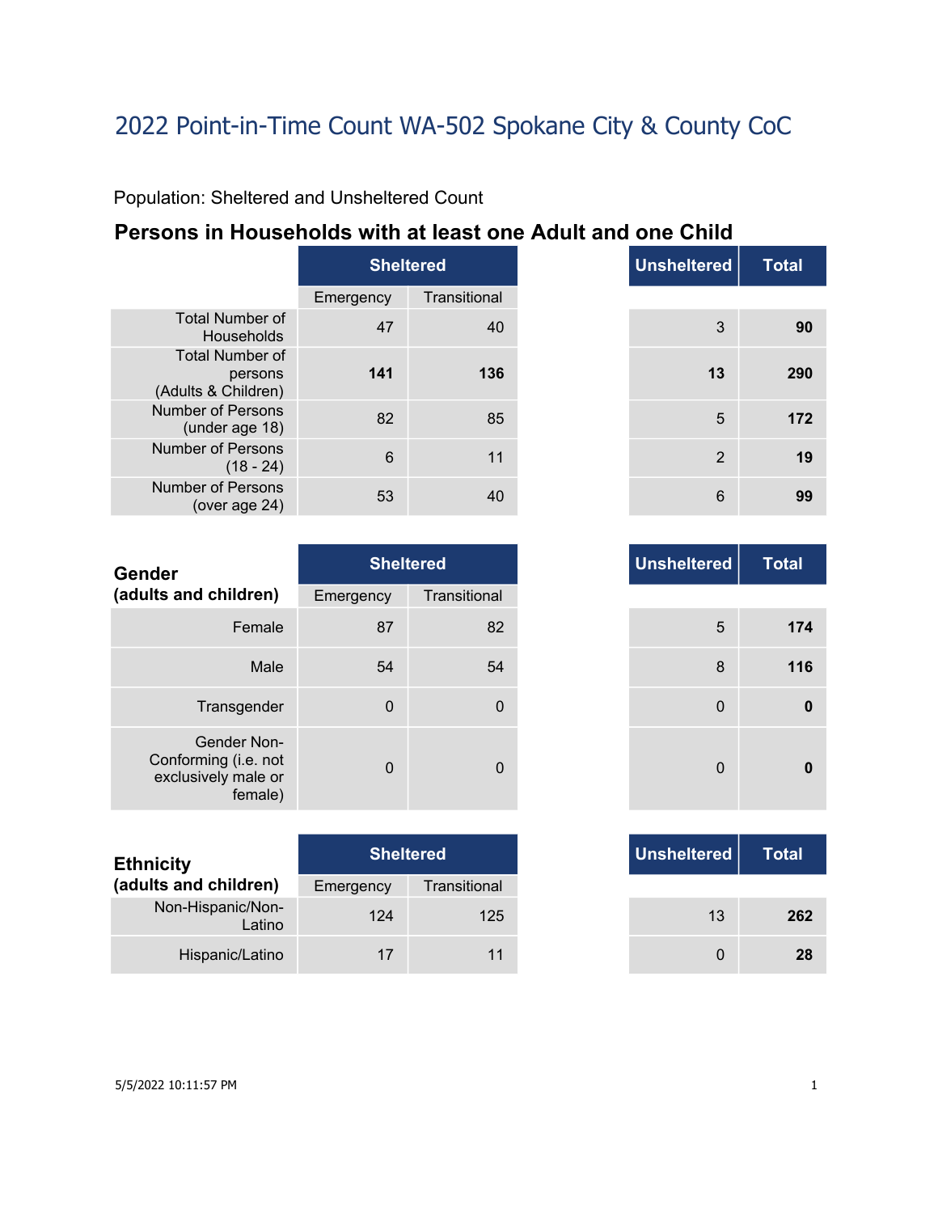# 2022 Point-in-Time Count WA-502 Spokane City & County CoC

Population: Sheltered and Unsheltered Count

## Persons in Households with at least one Adult and one Child

| | Sheltered | | Unsheltered | Total |
|---|---|---|---|---|
| | Emergency | Transitional | | |
| Total Number of Households | 47 | 40 | 3 | **90** |
| Total Number of persons (Adults & Children) | **141** | **136** | **13** | **290** |
| Number of Persons (under age 18) | 82 | 85 | 5 | **172** |
| Number of Persons (18 - 24) | 6 | 11 | 2 | **19** |
| Number of Persons (over age 24) | 53 | 40 | 6 | **99** |

| Gender (adults and children) | Sheltered | | Unsheltered | Total |
|---|---|---|---|---|
| | Emergency | Transitional | | |
| Female | 87 | 82 | 5 | **174** |
| Male | 54 | 54 | 8 | **116** |
| Transgender | 0 | 0 | 0 | **0** |
| Gender Non-Conforming (i.e. not exclusively male or female) | 0 | 0 | 0 | **0** |

| Ethnicity (adults and children) | Sheltered | | Unsheltered | Total |
|---|---|---|---|---|
| | Emergency | Transitional | | |
| Non-Hispanic/Non-Latino | 124 | 125 | 13 | **262** |
| Hispanic/Latino | 17 | 11 | 0 | **28** |

5/5/2022 10:11:57 PM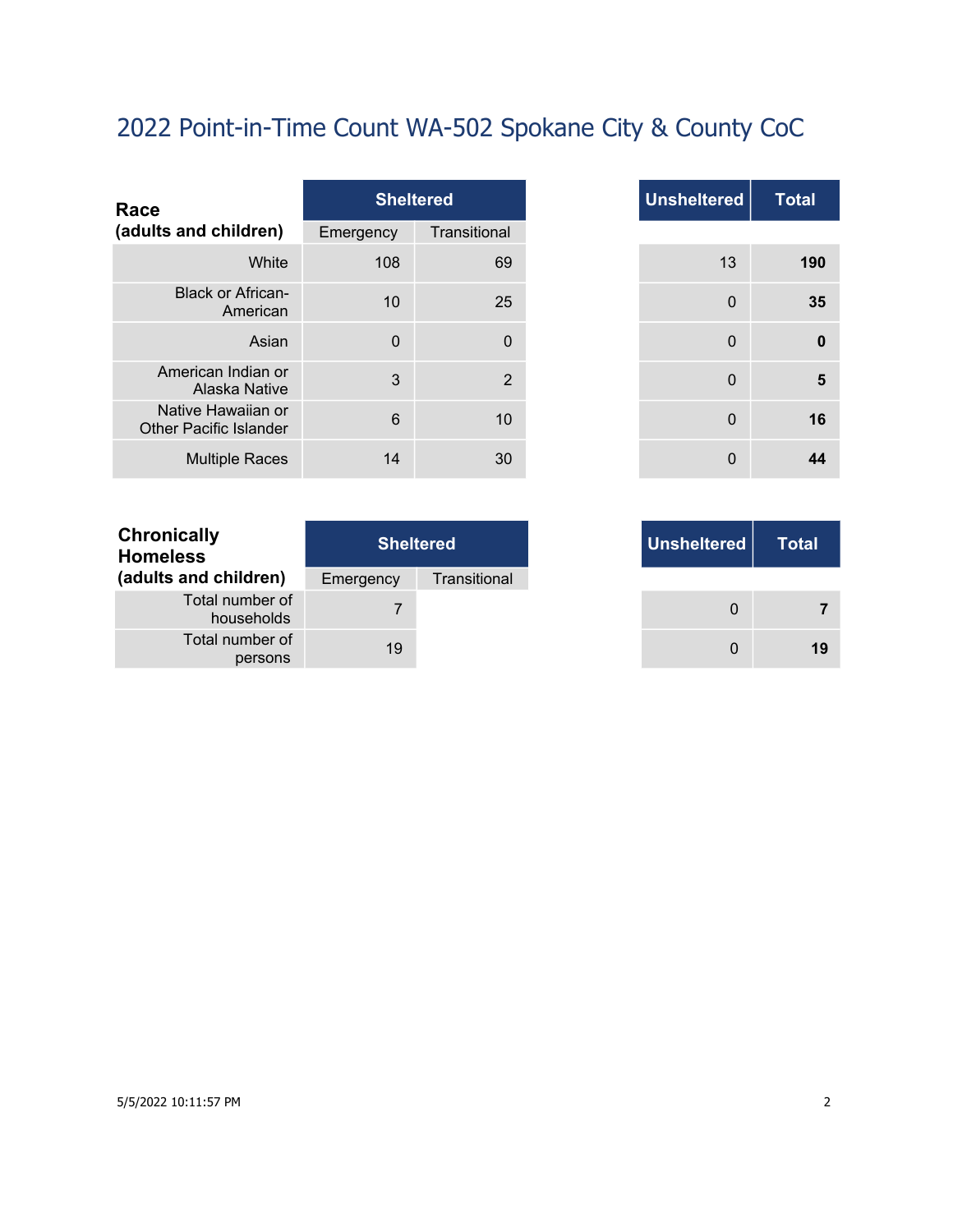# 2022 Point-in-Time Count WA-502 Spokane City & County CoC

| Race (adults and children) | Sheltered | | Unsheltered | Total |
|---|---|---|---|---|
| | Emergency | Transitional | | |
| White | 108 | 69 | 13 | **190** |
| Black or African-American | 10 | 25 | 0 | **35** |
| Asian | 0 | 0 | 0 | **0** |
| American Indian or Alaska Native | 3 | 2 | 0 | **5** |
| Native Hawaiian or Other Pacific Islander | 6 | 10 | 0 | **16** |
| Multiple Races | 14 | 30 | 0 | **44** |

| Chronically Homeless (adults and children) | Sheltered | | Unsheltered | Total |
|---|---|---|---|---|
| | Emergency | Transitional | | |
| Total number of households | 7 | | 0 | **7** |
| Total number of persons | 19 | | 0 | **19** |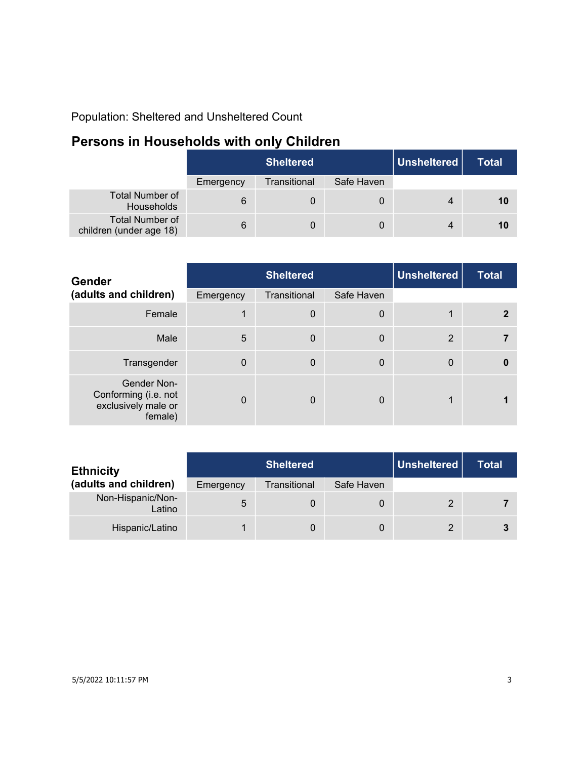Population: Sheltered and Unsheltered Count

## Persons in Households with only Children

| | Sheltered | | | Unsheltered | Total |
|---|---|---|---|---|---|
| | Emergency | Transitional | Safe Haven | | |
| Total Number of Households | 6 | 0 | 0 | 4 | **10** |
| Total Number of children (under age 18) | 6 | 0 | 0 | 4 | **10** |

| **Gender (adults and children)** | Sheltered | | | Unsheltered | Total |
|---|---|---|---|---|---|
| | Emergency | Transitional | Safe Haven | | |
| Female | 1 | 0 | 0 | 1 | **2** |
| Male | 5 | 0 | 0 | 2 | **7** |
| Transgender | 0 | 0 | 0 | 0 | **0** |
| Gender Non-Conforming (i.e. not exclusively male or female) | 0 | 0 | 0 | 1 | **1** |

| **Ethnicity (adults and children)** | Sheltered | | | Unsheltered | Total |
|---|---|---|---|---|---|
| | Emergency | Transitional | Safe Haven | | |
| Non-Hispanic/Non-Latino | 5 | 0 | 0 | 2 | **7** |
| Hispanic/Latino | 1 | 0 | 0 | 2 | **3** |

5/5/2022 10:11:57 PM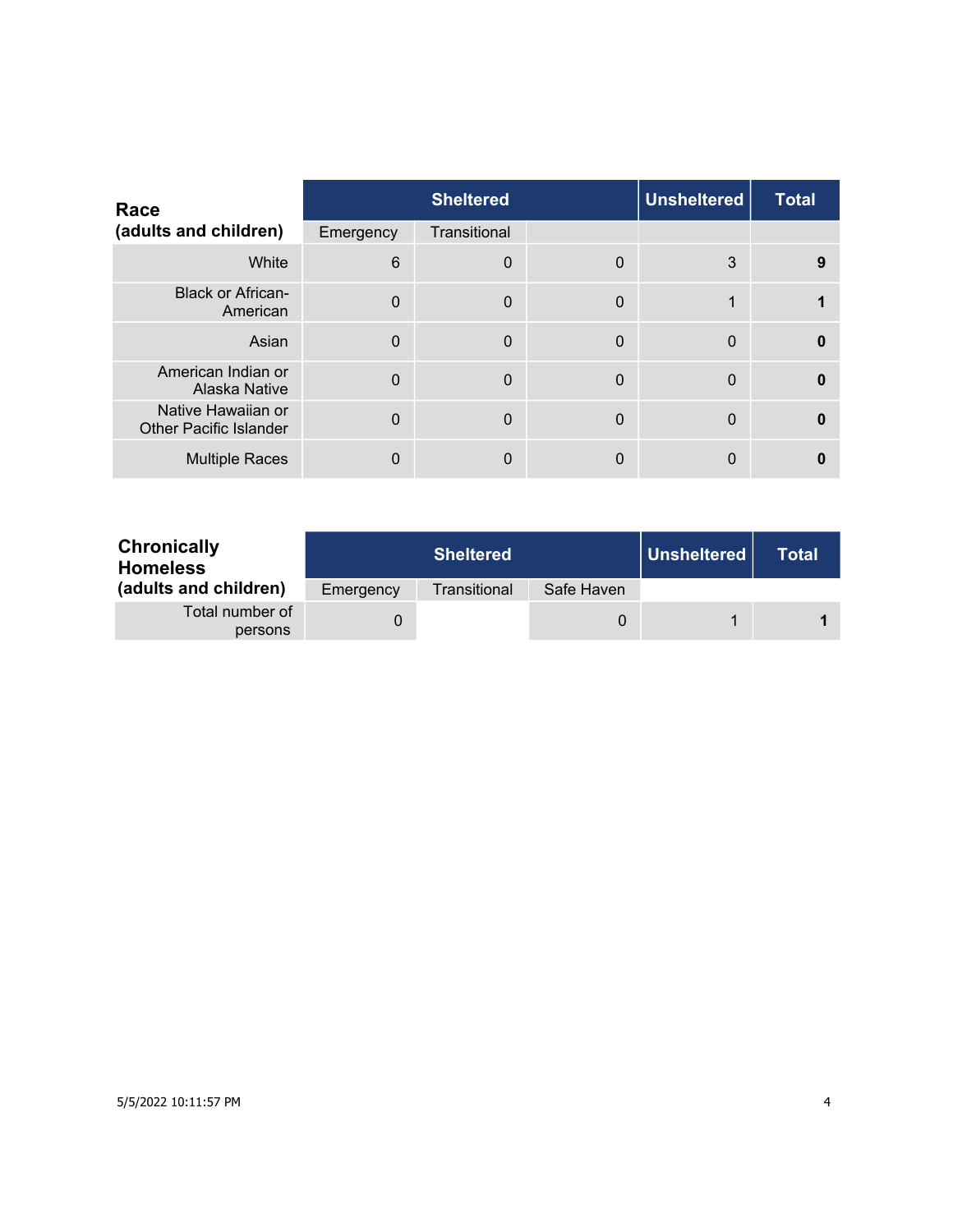| Race (adults and children) | Sheltered | | | Unsheltered | Total |
|---|---|---|---|---|---|
| | Emergency | Transitional | | | |
| White | 6 | 0 | 0 | 3 | **9** |
| Black or African-American | 0 | 0 | 0 | 1 | **1** |
| Asian | 0 | 0 | 0 | 0 | **0** |
| American Indian or Alaska Native | 0 | 0 | 0 | 0 | **0** |
| Native Hawaiian or Other Pacific Islander | 0 | 0 | 0 | 0 | **0** |
| Multiple Races | 0 | 0 | 0 | 0 | **0** |

| Chronically Homeless (adults and children) | Sheltered | | | Unsheltered | Total |
|---|---|---|---|---|---|
| | Emergency | Transitional | Safe Haven | | |
| Total number of persons | 0 | | 0 | 1 | **1** |

5/5/2022 10:11:57 PM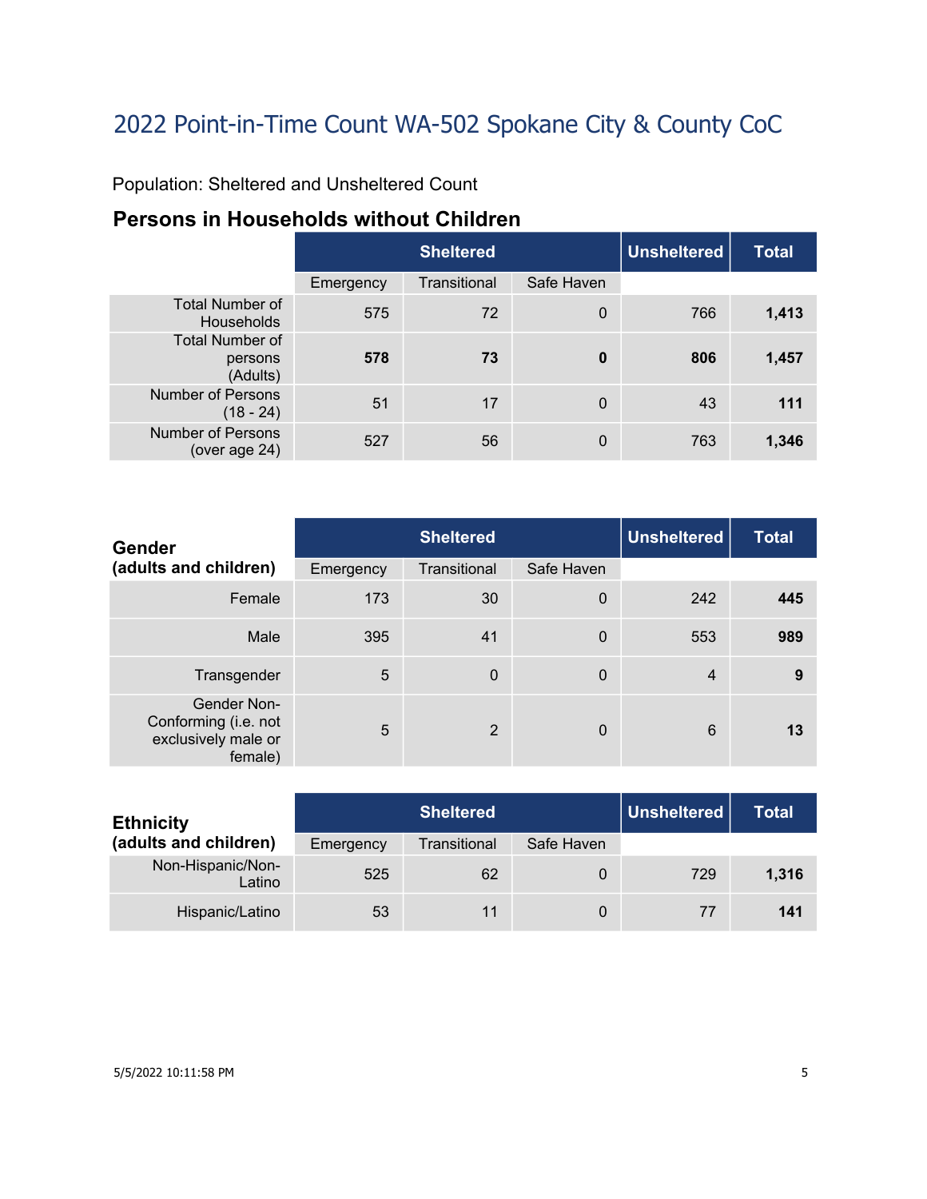# 2022 Point-in-Time Count WA-502 Spokane City & County CoC

Population: Sheltered and Unsheltered Count

## Persons in Households without Children

| | Sheltered | | | Unsheltered | Total |
|---|---|---|---|---|---|
| | Emergency | Transitional | Safe Haven | | |
| Total Number of Households | 575 | 72 | 0 | 766 | **1,413** |
| Total Number of persons (Adults) | **578** | **73** | **0** | **806** | **1,457** |
| Number of Persons (18 - 24) | 51 | 17 | 0 | 43 | **111** |
| Number of Persons (over age 24) | 527 | 56 | 0 | 763 | **1,346** |

| **Gender (adults and children)** | Sheltered | | | Unsheltered | Total |
|---|---|---|---|---|---|
| | Emergency | Transitional | Safe Haven | | |
| Female | 173 | 30 | 0 | 242 | **445** |
| Male | 395 | 41 | 0 | 553 | **989** |
| Transgender | 5 | 0 | 0 | 4 | **9** |
| Gender Non-Conforming (i.e. not exclusively male or female) | 5 | 2 | 0 | 6 | **13** |

| **Ethnicity (adults and children)** | Sheltered | | | Unsheltered | Total |
|---|---|---|---|---|---|
| | Emergency | Transitional | Safe Haven | | |
| Non-Hispanic/Non-Latino | 525 | 62 | 0 | 729 | **1,316** |
| Hispanic/Latino | 53 | 11 | 0 | 77 | **141** |

5/5/2022 10:11:58 PM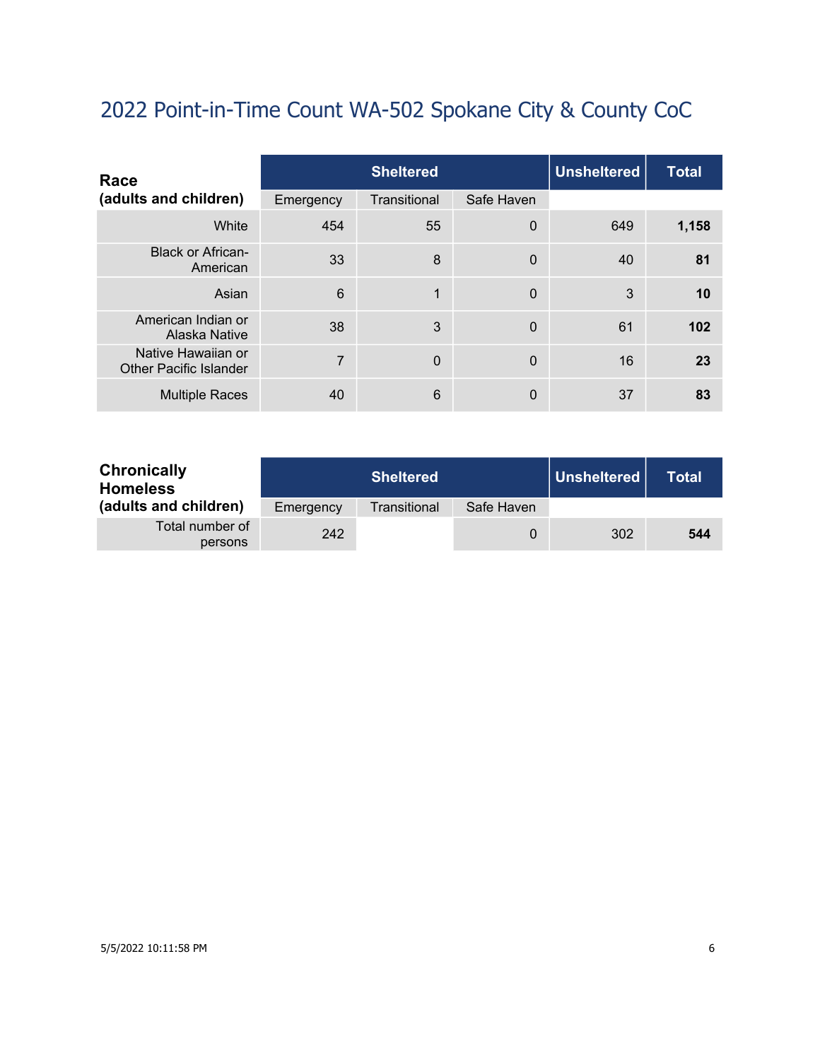# 2022 Point-in-Time Count WA-502 Spokane City & County CoC

| Race (adults and children) | Sheltered | | | Unsheltered | Total |
|---|---|---|---|---|---|
| | Emergency | Transitional | Safe Haven | | |
| White | 454 | 55 | 0 | 649 | **1,158** |
| Black or African-American | 33 | 8 | 0 | 40 | **81** |
| Asian | 6 | 1 | 0 | 3 | **10** |
| American Indian or Alaska Native | 38 | 3 | 0 | 61 | **102** |
| Native Hawaiian or Other Pacific Islander | 7 | 0 | 0 | 16 | **23** |
| Multiple Races | 40 | 6 | 0 | 37 | **83** |

| Chronically Homeless (adults and children) | Sheltered | | | Unsheltered | Total |
|---|---|---|---|---|---|
| | Emergency | Transitional | Safe Haven | | |
| Total number of persons | 242 | | 0 | 302 | **544** |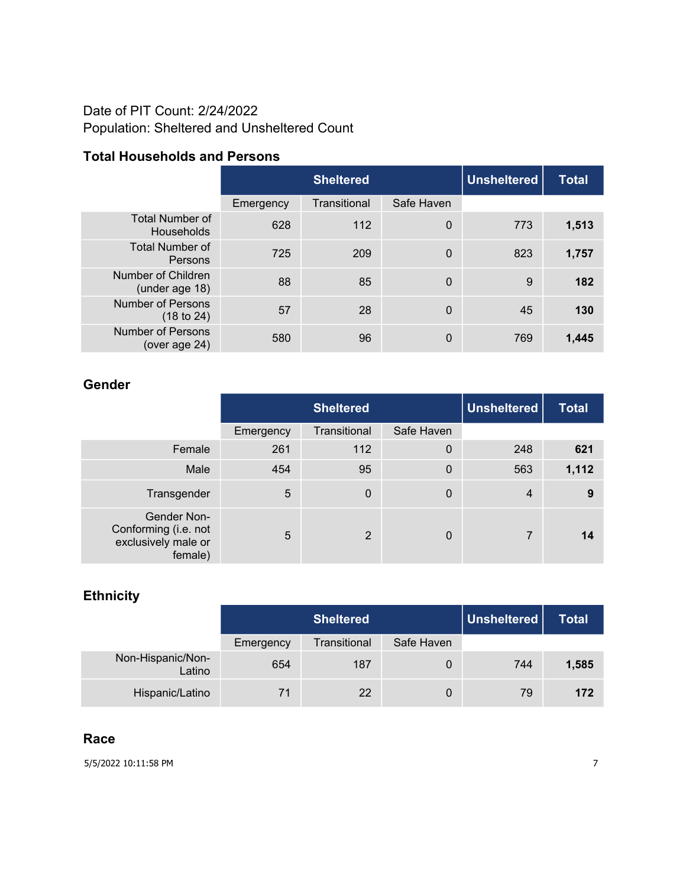Date of PIT Count: 2/24/2022
Population: Sheltered and Unsheltered Count

### Total Households and Persons

| | Sheltered | | | Unsheltered | Total |
|---|---|---|---|---|---|
| | Emergency | Transitional | Safe Haven | | |
| Total Number of Households | 628 | 112 | 0 | 773 | **1,513** |
| Total Number of Persons | 725 | 209 | 0 | 823 | **1,757** |
| Number of Children (under age 18) | 88 | 85 | 0 | 9 | **182** |
| Number of Persons (18 to 24) | 57 | 28 | 0 | 45 | **130** |
| Number of Persons (over age 24) | 580 | 96 | 0 | 769 | **1,445** |

### Gender

| | Sheltered | | | Unsheltered | Total |
|---|---|---|---|---|---|
| | Emergency | Transitional | Safe Haven | | |
| Female | 261 | 112 | 0 | 248 | **621** |
| Male | 454 | 95 | 0 | 563 | **1,112** |
| Transgender | 5 | 0 | 0 | 4 | **9** |
| Gender Non-Conforming (i.e. not exclusively male or female) | 5 | 2 | 0 | 7 | **14** |

### Ethnicity

| | Sheltered | | | Unsheltered | Total |
|---|---|---|---|---|---|
| | Emergency | Transitional | Safe Haven | | |
| Non-Hispanic/Non-Latino | 654 | 187 | 0 | 744 | **1,585** |
| Hispanic/Latino | 71 | 22 | 0 | 79 | **172** |

### Race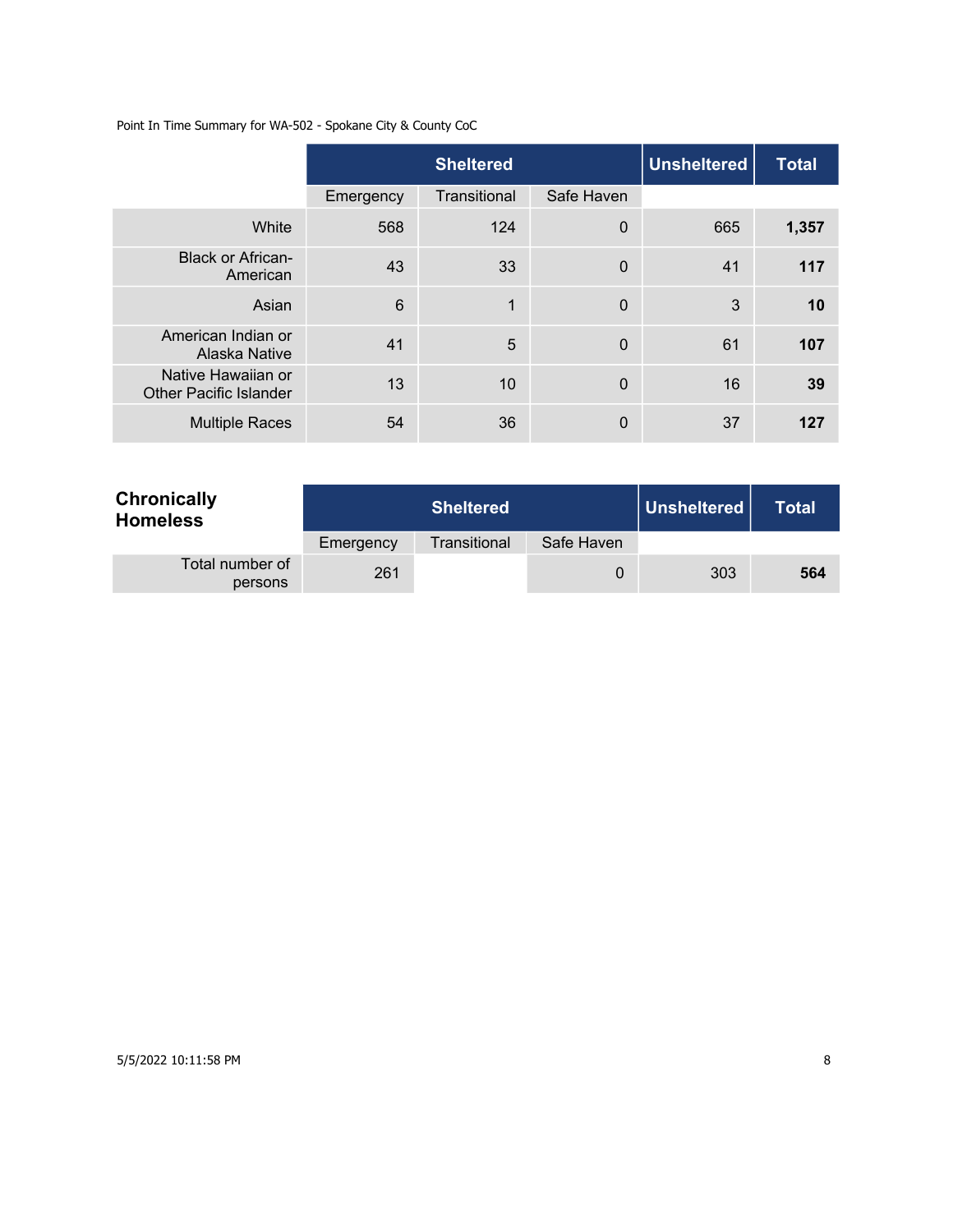Point In Time Summary for WA-502 - Spokane City & County CoC

| | Sheltered | | | Unsheltered | Total |
|---|---|---|---|---|---|
| | Emergency | Transitional | Safe Haven | | |
| White | 568 | 124 | 0 | 665 | **1,357** |
| Black or African-American | 43 | 33 | 0 | 41 | **117** |
| Asian | 6 | 1 | 0 | 3 | **10** |
| American Indian or Alaska Native | 41 | 5 | 0 | 61 | **107** |
| Native Hawaiian or Other Pacific Islander | 13 | 10 | 0 | 16 | **39** |
| Multiple Races | 54 | 36 | 0 | 37 | **127** |

| **Chronically Homeless** | Sheltered | | | Unsheltered | Total |
|---|---|---|---|---|---|
| | Emergency | Transitional | Safe Haven | | |
| Total number of persons | 261 | | 0 | 303 | **564** |

5/5/2022 10:11:58 PM